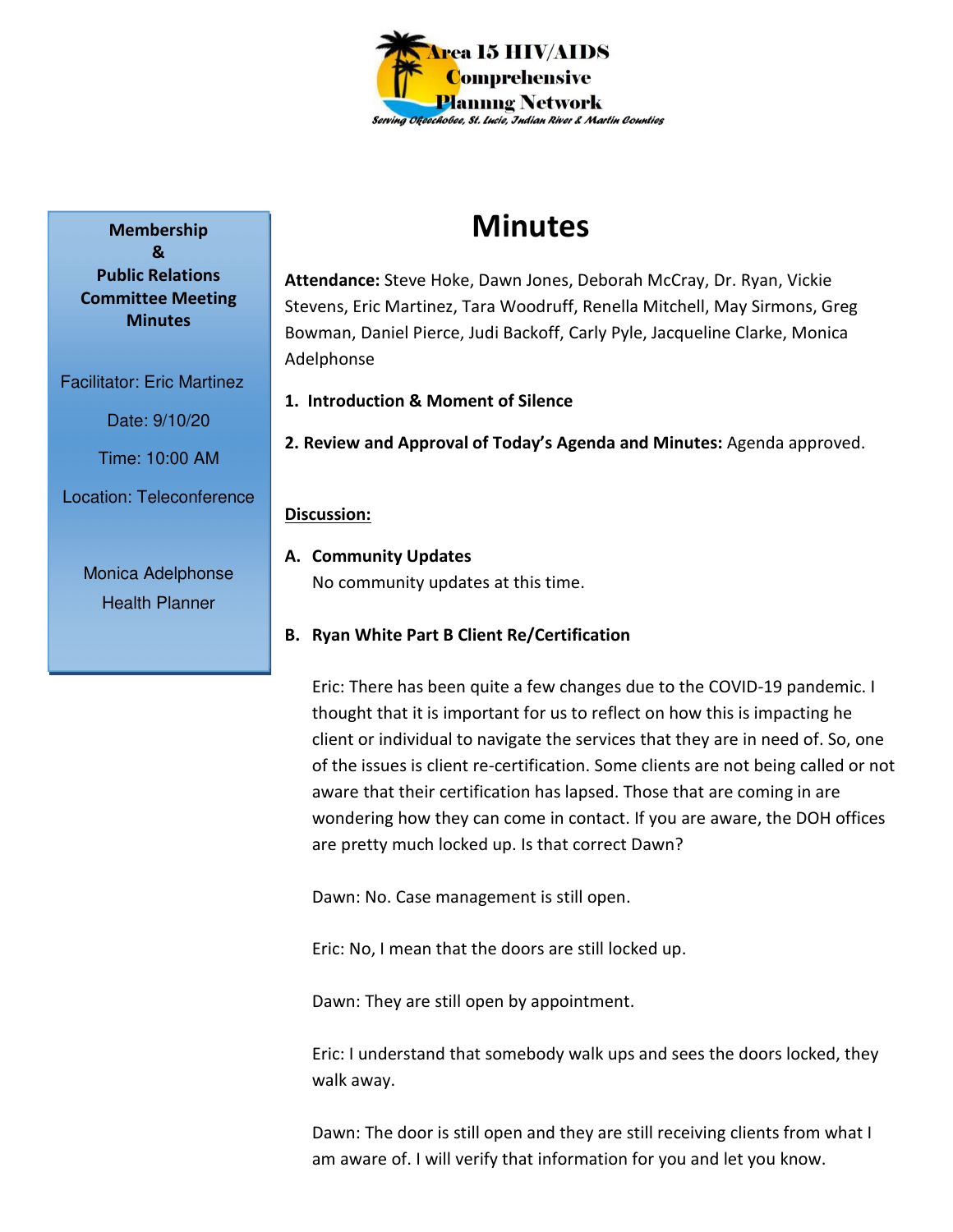Area 15 HIV/AIDS Comprehensive Planning Network

*Serving Okeechobee, St. Lucie, Indian River & Martin Counties*

**Membership & Public Relations Committee Meeting Minutes**

Facilitator: Eric Martinez

Date: 9/10/20

Time: 10:00 AM

Location: Teleconference

Monica Adelphonse
Health Planner

# Minutes

**Attendance:** Steve Hoke, Dawn Jones, Deborah McCray, Dr. Ryan, Vickie Stevens, Eric Martinez, Tara Woodruff, Renella Mitchell, May Sirmons, Greg Bowman, Daniel Pierce, Judi Backoff, Carly Pyle, Jacqueline Clarke, Monica Adelphonse

**1. Introduction & Moment of Silence**

**2. Review and Approval of Today's Agenda and Minutes:** Agenda approved.

**Discussion:**

**A. Community Updates**

No community updates at this time.

**B. Ryan White Part B Client Re/Certification**

Eric: There has been quite a few changes due to the COVID-19 pandemic. I thought that it is important for us to reflect on how this is impacting he client or individual to navigate the services that they are in need of. So, one of the issues is client re-certification. Some clients are not being called or not aware that their certification has lapsed. Those that are coming in are wondering how they can come in contact. If you are aware, the DOH offices are pretty much locked up. Is that correct Dawn?

Dawn: No. Case management is still open.

Eric: No, I mean that the doors are still locked up.

Dawn: They are still open by appointment.

Eric: I understand that somebody walk ups and sees the doors locked, they walk away.

Dawn: The door is still open and they are still receiving clients from what I am aware of. I will verify that information for you and let you know.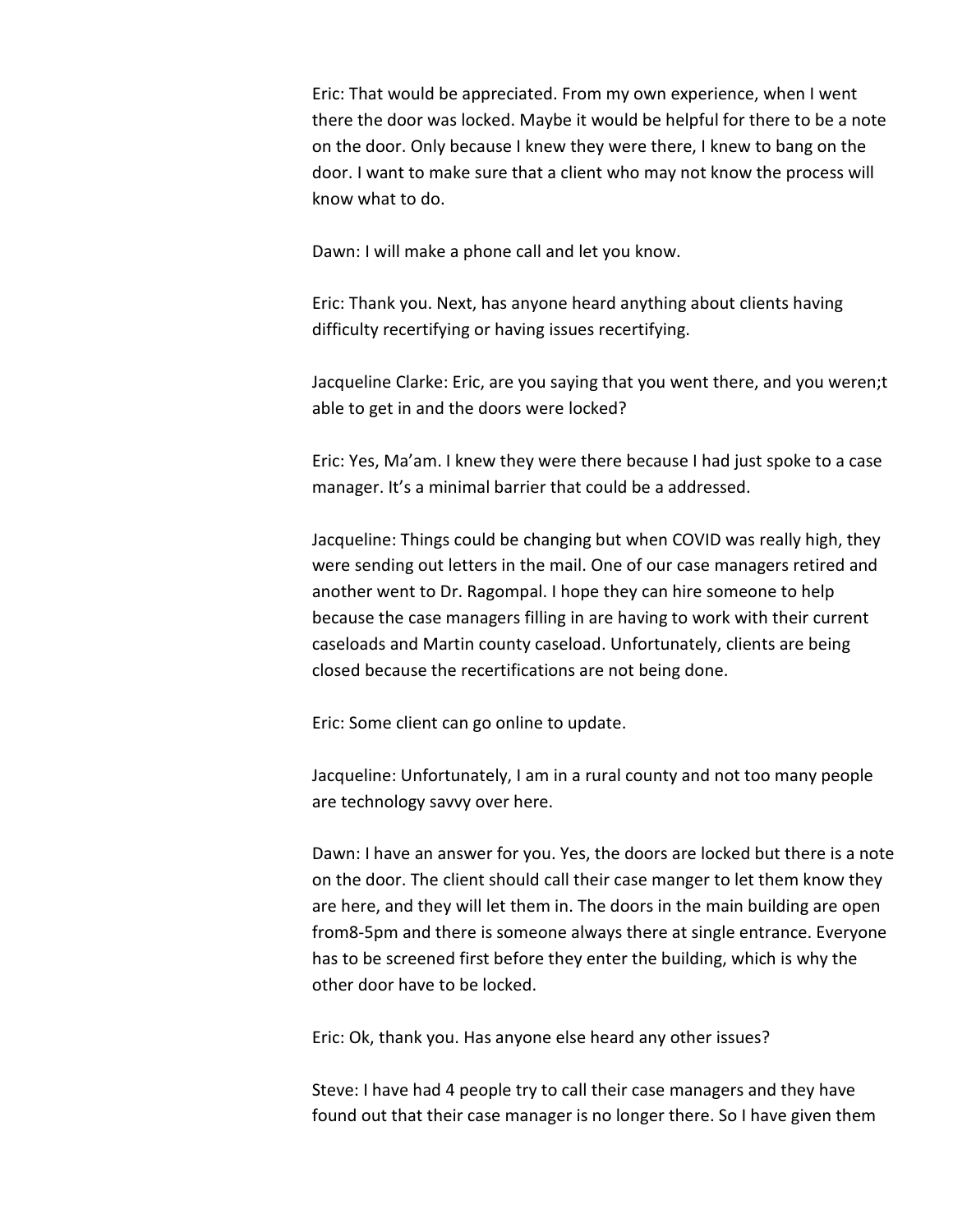Eric: That would be appreciated. From my own experience, when I went there the door was locked. Maybe it would be helpful for there to be a note on the door. Only because I knew they were there, I knew to bang on the door. I want to make sure that a client who may not know the process will know what to do.

Dawn: I will make a phone call and let you know.

Eric: Thank you. Next, has anyone heard anything about clients having difficulty recertifying or having issues recertifying.

Jacqueline Clarke: Eric, are you saying that you went there, and you weren;t able to get in and the doors were locked?

Eric: Yes, Ma'am. I knew they were there because I had just spoke to a case manager. It's a minimal barrier that could be a addressed.

Jacqueline: Things could be changing but when COVID was really high, they were sending out letters in the mail. One of our case managers retired and another went to Dr. Ragompal. I hope they can hire someone to help because the case managers filling in are having to work with their current caseloads and Martin county caseload. Unfortunately, clients are being closed because the recertifications are not being done.

Eric: Some client can go online to update.

Jacqueline: Unfortunately, I am in a rural county and not too many people are technology savvy over here.

Dawn: I have an answer for you. Yes, the doors are locked but there is a note on the door. The client should call their case manger to let them know they are here, and they will let them in. The doors in the main building are open from8-5pm and there is someone always there at single entrance. Everyone has to be screened first before they enter the building, which is why the other door have to be locked.

Eric: Ok, thank you. Has anyone else heard any other issues?

Steve: I have had 4 people try to call their case managers and they have found out that their case manager is no longer there. So I have given them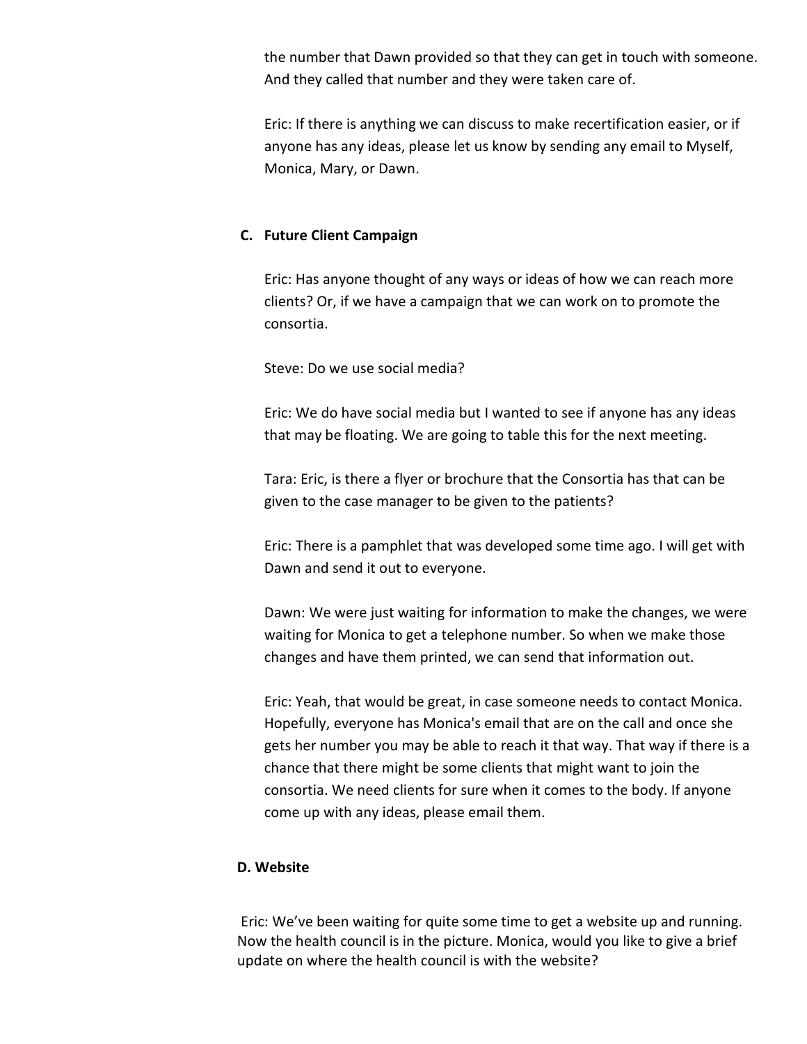the number that Dawn provided so that they can get in touch with someone. And they called that number and they were taken care of.

Eric: If there is anything we can discuss to make recertification easier, or if anyone has any ideas, please let us know by sending any email to Myself, Monica, Mary, or Dawn.

**C. Future Client Campaign**

Eric: Has anyone thought of any ways or ideas of how we can reach more clients? Or, if we have a campaign that we can work on to promote the consortia.

Steve: Do we use social media?

Eric: We do have social media but I wanted to see if anyone has any ideas that may be floating. We are going to table this for the next meeting.

Tara: Eric, is there a flyer or brochure that the Consortia has that can be given to the case manager to be given to the patients?

Eric: There is a pamphlet that was developed some time ago. I will get with Dawn and send it out to everyone.

Dawn: We were just waiting for information to make the changes, we were waiting for Monica to get a telephone number. So when we make those changes and have them printed, we can send that information out.

Eric: Yeah, that would be great, in case someone needs to contact Monica. Hopefully, everyone has Monica's email that are on the call and once she gets her number you may be able to reach it that way. That way if there is a chance that there might be some clients that might want to join the consortia. We need clients for sure when it comes to the body. If anyone come up with any ideas, please email them.

**D. Website**

Eric: We've been waiting for quite some time to get a website up and running. Now the health council is in the picture. Monica, would you like to give a brief update on where the health council is with the website?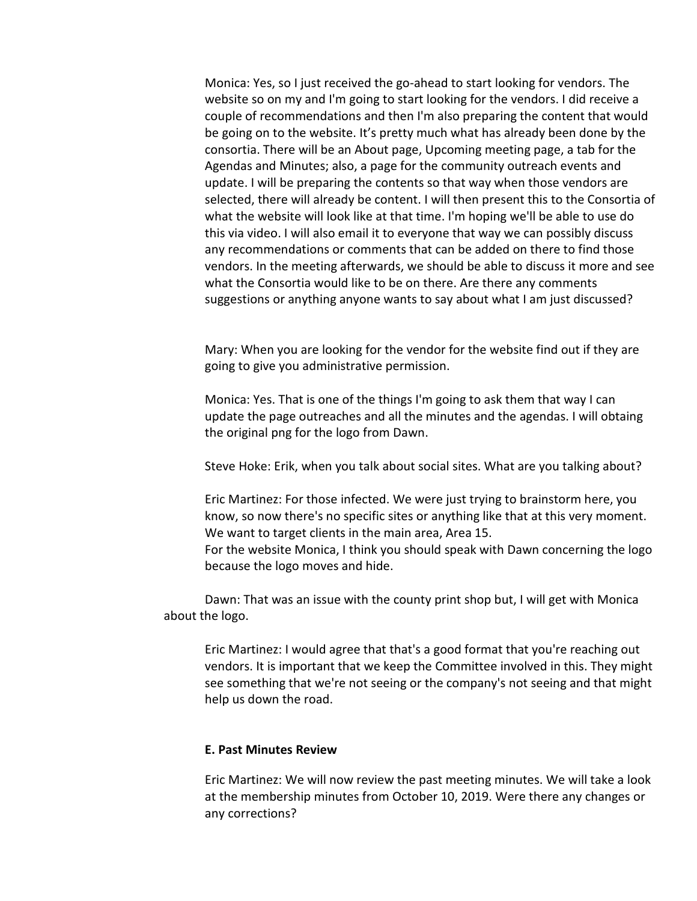Monica: Yes, so I just received the go-ahead to start looking for vendors. The website so on my and I'm going to start looking for the vendors. I did receive a couple of recommendations and then I'm also preparing the content that would be going on to the website. It's pretty much what has already been done by the consortia. There will be an About page, Upcoming meeting page, a tab for the Agendas and Minutes; also, a page for the community outreach events and update. I will be preparing the contents so that way when those vendors are selected, there will already be content. I will then present this to the Consortia of what the website will look like at that time. I'm hoping we'll be able to use do this via video. I will also email it to everyone that way we can possibly discuss any recommendations or comments that can be added on there to find those vendors. In the meeting afterwards, we should be able to discuss it more and see what the Consortia would like to be on there. Are there any comments suggestions or anything anyone wants to say about what I am just discussed?

Mary: When you are looking for the vendor for the website find out if they are going to give you administrative permission.

Monica: Yes. That is one of the things I'm going to ask them that way I can update the page outreaches and all the minutes and the agendas. I will obtaing the original png for the logo from Dawn.

Steve Hoke: Erik, when you talk about social sites. What are you talking about?

Eric Martinez: For those infected. We were just trying to brainstorm here, you know, so now there's no specific sites or anything like that at this very moment. We want to target clients in the main area, Area 15.
For the website Monica, I think you should speak with Dawn concerning the logo because the logo moves and hide.

Dawn: That was an issue with the county print shop but, I will get with Monica about the logo.

Eric Martinez: I would agree that that's a good format that you're reaching out vendors. It is important that we keep the Committee involved in this. They might see something that we're not seeing or the company's not seeing and that might help us down the road.

**E. Past Minutes Review**

Eric Martinez: We will now review the past meeting minutes. We will take a look at the membership minutes from October 10, 2019. Were there any changes or any corrections?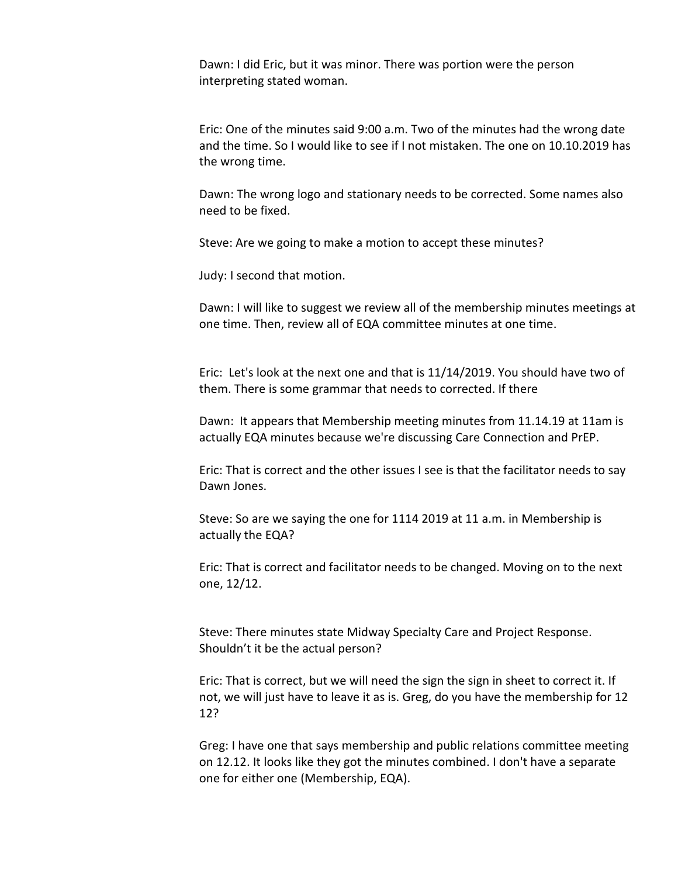Dawn: I did Eric, but it was minor. There was portion were the person interpreting stated woman.

Eric: One of the minutes said 9:00 a.m. Two of the minutes had the wrong date and the time. So I would like to see if I not mistaken. The one on 10.10.2019 has the wrong time.

Dawn: The wrong logo and stationary needs to be corrected. Some names also need to be fixed.

Steve: Are we going to make a motion to accept these minutes?

Judy: I second that motion.

Dawn: I will like to suggest we review all of the membership minutes meetings at one time. Then, review all of EQA committee minutes at one time.

Eric: Let's look at the next one and that is 11/14/2019. You should have two of them. There is some grammar that needs to corrected. If there

Dawn: It appears that Membership meeting minutes from 11.14.19 at 11am is actually EQA minutes because we're discussing Care Connection and PrEP.

Eric: That is correct and the other issues I see is that the facilitator needs to say Dawn Jones.

Steve: So are we saying the one for 1114 2019 at 11 a.m. in Membership is actually the EQA?

Eric: That is correct and facilitator needs to be changed. Moving on to the next one, 12/12.

Steve: There minutes state Midway Specialty Care and Project Response. Shouldn't it be the actual person?

Eric: That is correct, but we will need the sign the sign in sheet to correct it. If not, we will just have to leave it as is. Greg, do you have the membership for 12 12?

Greg: I have one that says membership and public relations committee meeting on 12.12. It looks like they got the minutes combined. I don't have a separate one for either one (Membership, EQA).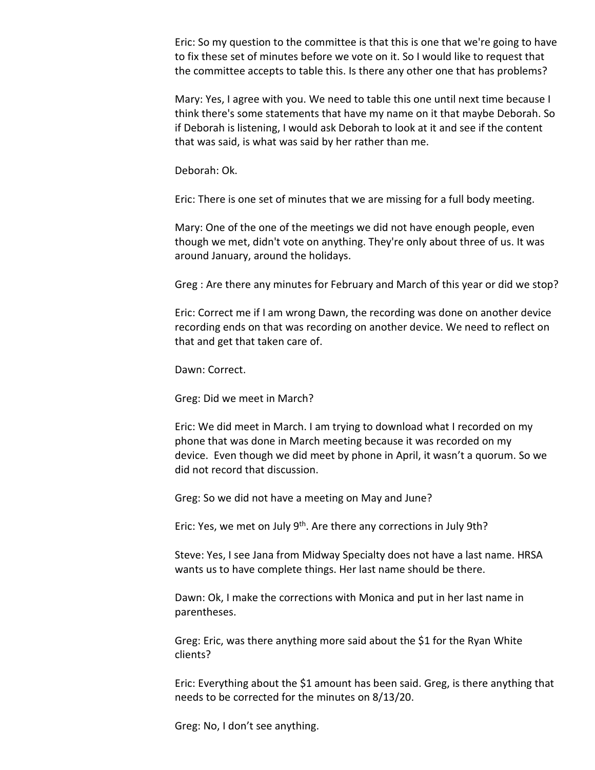Eric: So my question to the committee is that this is one that we're going to have to fix these set of minutes before we vote on it. So I would like to request that the committee accepts to table this. Is there any other one that has problems?

Mary: Yes, I agree with you. We need to table this one until next time because I think there's some statements that have my name on it that maybe Deborah. So if Deborah is listening, I would ask Deborah to look at it and see if the content that was said, is what was said by her rather than me.

Deborah: Ok.

Eric: There is one set of minutes that we are missing for a full body meeting.

Mary: One of the one of the meetings we did not have enough people, even though we met, didn't vote on anything. They're only about three of us. It was around January, around the holidays.

Greg : Are there any minutes for February and March of this year or did we stop?

Eric: Correct me if I am wrong Dawn, the recording was done on another device recording ends on that was recording on another device. We need to reflect on that and get that taken care of.

Dawn: Correct.

Greg: Did we meet in March?

Eric: We did meet in March. I am trying to download what I recorded on my phone that was done in March meeting because it was recorded on my device. Even though we did meet by phone in April, it wasn't a quorum. So we did not record that discussion.

Greg: So we did not have a meeting on May and June?

Eric: Yes, we met on July 9th. Are there any corrections in July 9th?

Steve: Yes, I see Jana from Midway Specialty does not have a last name. HRSA wants us to have complete things. Her last name should be there.

Dawn: Ok, I make the corrections with Monica and put in her last name in parentheses.

Greg: Eric, was there anything more said about the $1 for the Ryan White clients?

Eric: Everything about the $1 amount has been said. Greg, is there anything that needs to be corrected for the minutes on 8/13/20.

Greg: No, I don't see anything.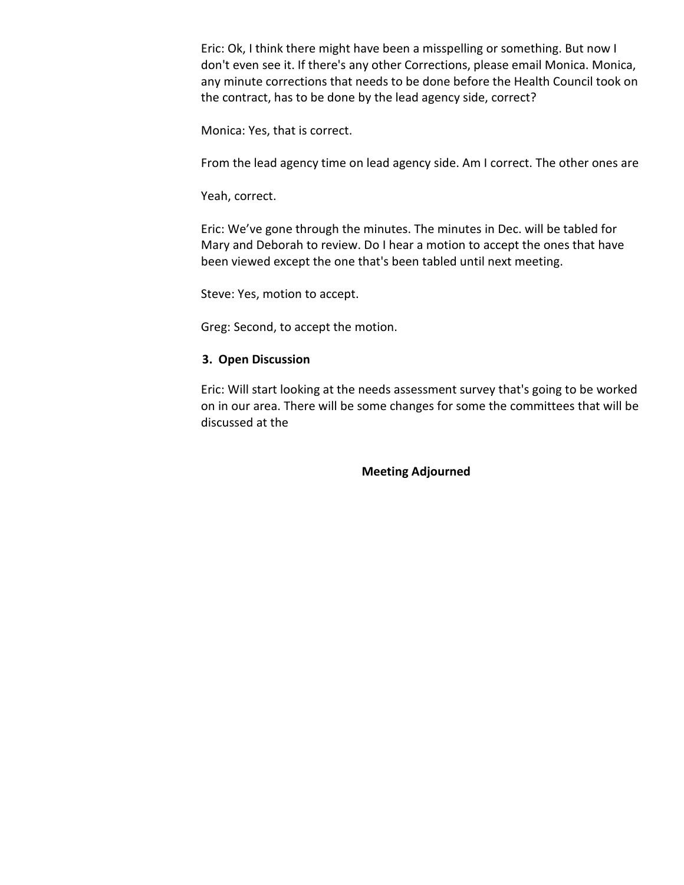Eric: Ok, I think there might have been a misspelling or something. But now I don't even see it. If there's any other Corrections, please email Monica. Monica, any minute corrections that needs to be done before the Health Council took on the contract, has to be done by the lead agency side, correct?

Monica: Yes, that is correct.

From the lead agency time on lead agency side. Am I correct. The other ones are

Yeah, correct.

Eric: We've gone through the minutes. The minutes in Dec. will be tabled for Mary and Deborah to review. Do I hear a motion to accept the ones that have been viewed except the one that's been tabled until next meeting.

Steve: Yes, motion to accept.

Greg: Second, to accept the motion.

**3. Open Discussion**

Eric: Will start looking at the needs assessment survey that's going to be worked on in our area. There will be some changes for some the committees that will be discussed at the

**Meeting Adjourned**